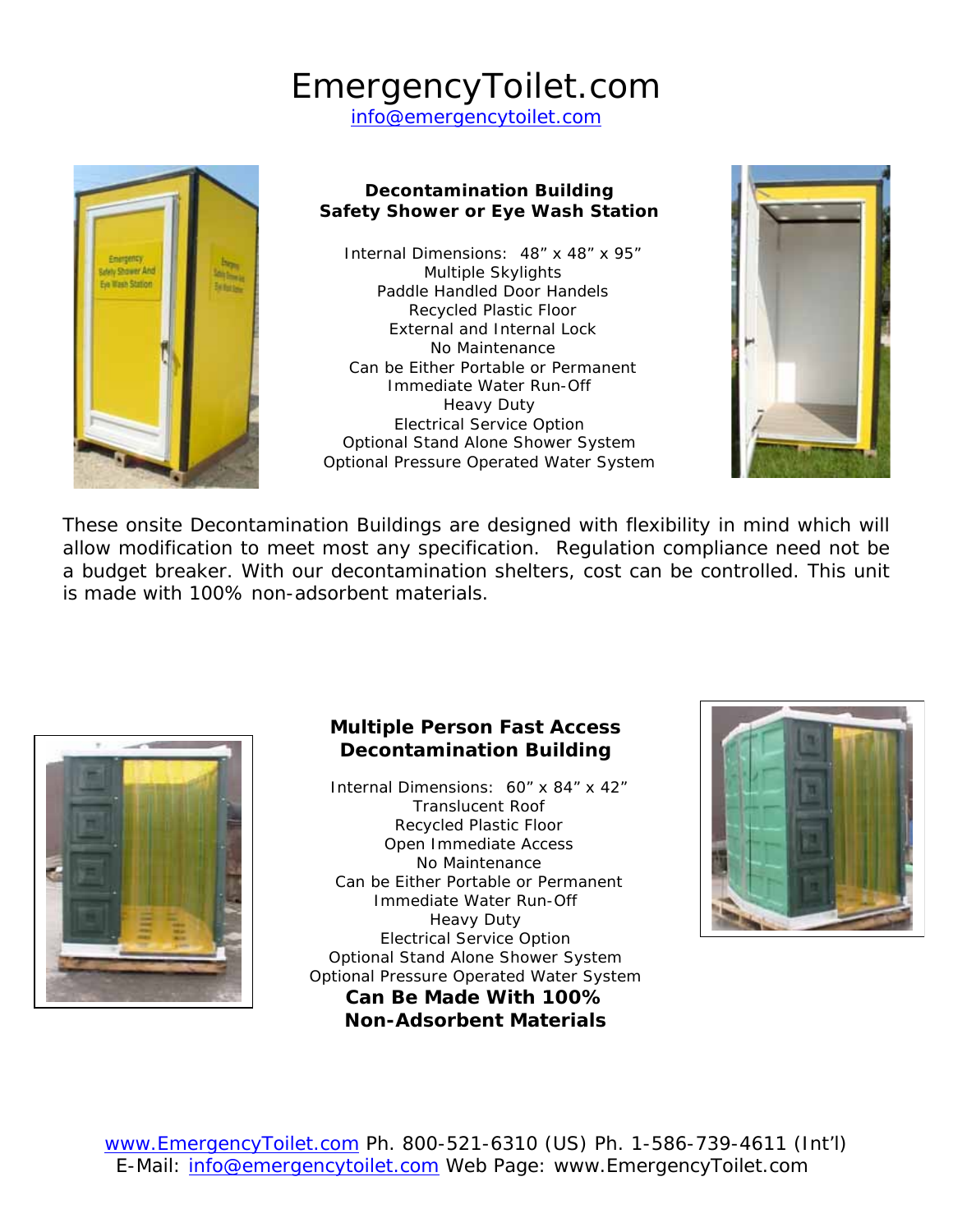# EmergencyToilet.com

info@emergencytoilet.com

## Decontamination Building
## Safety Shower or Eye Wash Station

Internal Dimensions: 48” x 48” x 95”
Multiple Skylights
Paddle Handled Door Handels
Recycled Plastic Floor
External and Internal Lock
No Maintenance
Can be Either Portable or Permanent
Immediate Water Run-Off
Heavy Duty
Electrical Service Option
Optional Stand Alone Shower System
Optional Pressure Operated Water System

These onsite Decontamination Buildings are designed with flexibility in mind which will allow modification to meet most any specification. Regulation compliance need not be a budget breaker. With our decontamination shelters, cost can be controlled. This unit is made with 100% non-adsorbent materials.

## Multiple Person Fast Access Decontamination Building

Internal Dimensions: 60” x 84” x 42”
Translucent Roof
Recycled Plastic Floor
Open Immediate Access
No Maintenance
Can be Either Portable or Permanent
Immediate Water Run-Off
Heavy Duty
Electrical Service Option
Optional Stand Alone Shower System
Optional Pressure Operated Water System

**Can Be Made With 100% Non-Adsorbent Materials**

www.EmergencyToilet.com Ph. 800-521-6310 (US) Ph. 1-586-739-4611 (Int’l)
E-Mail: info@emergencytoilet.com Web Page: www.EmergencyToilet.com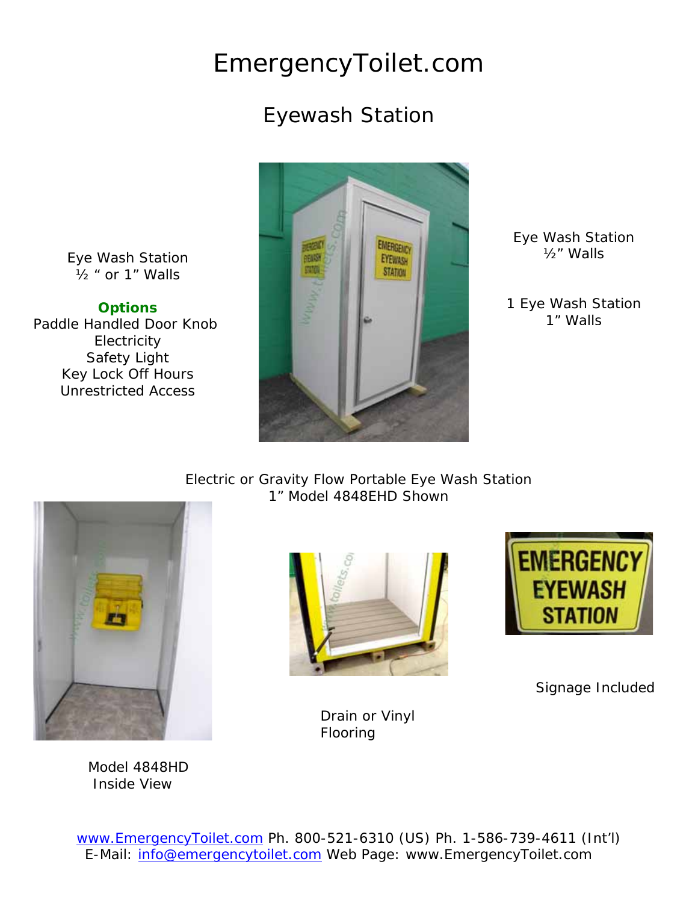# EmergencyToilet.com

## Eyewash Station

Eye Wash Station
½ " or 1" Walls

**Options**
Paddle Handled Door Knob
Electricity
Safety Light
Key Lock Off Hours
Unrestricted Access

Eye Wash Station
½" Walls

1 Eye Wash Station
1" Walls

Electric or Gravity Flow Portable Eye Wash Station
1" Model 4848EHD Shown

Model 4848HD
Inside View

Drain or Vinyl
Flooring

Signage Included

www.EmergencyToilet.com Ph. 800-521-6310 (US) Ph. 1-586-739-4611 (Int'l)
E-Mail: info@emergencytoilet.com Web Page: www.EmergencyToilet.com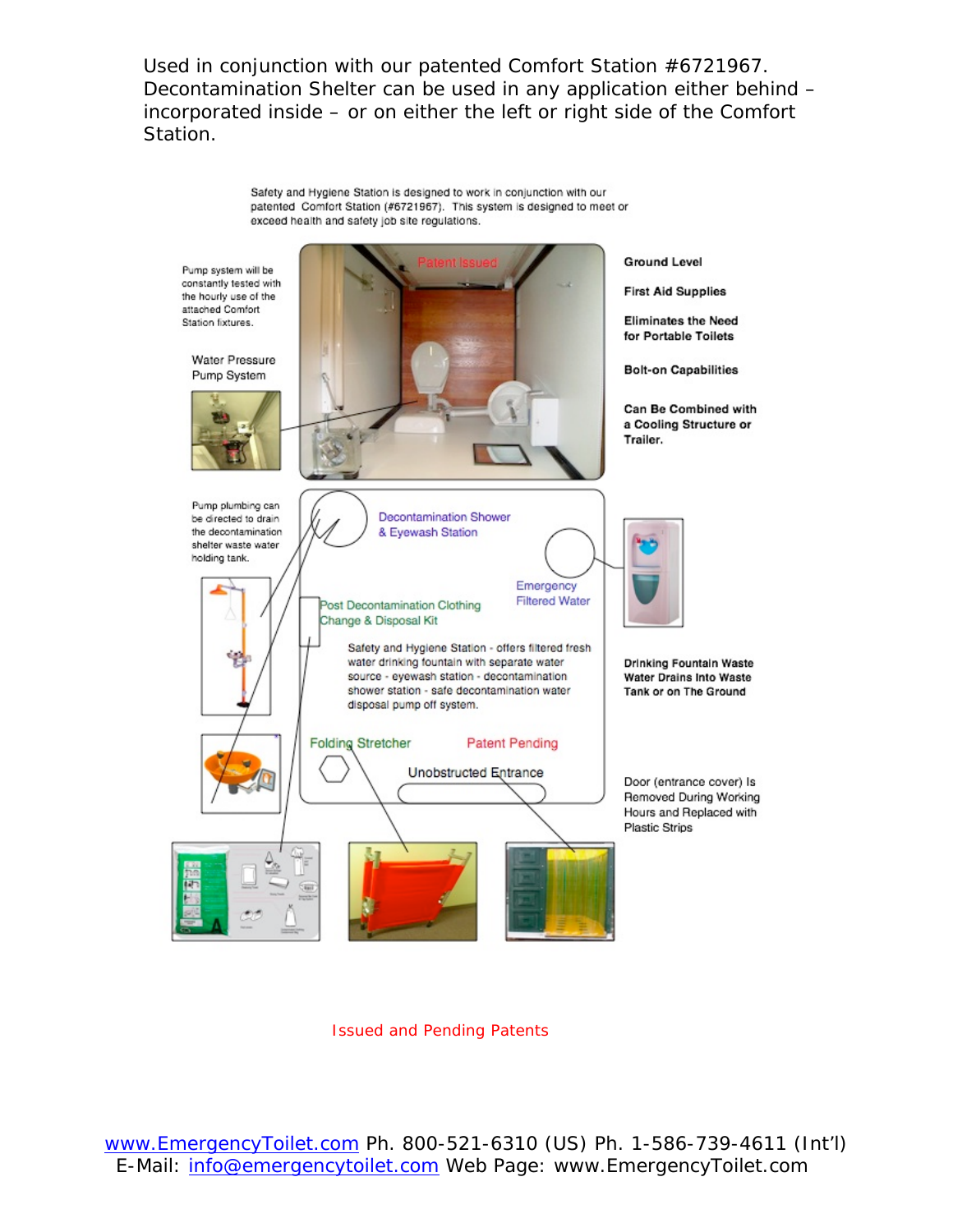Used in conjunction with our patented Comfort Station #6721967. Decontamination Shelter can be used in any application either behind – incorporated inside – or on either the left or right side of the Comfort Station.

Safety and Hygiene Station is designed to work in conjunction with our patented Comfort Station (#6721967). This system is designed to meet or exceed health and safety job site regulations.

Pump system will be constantly tested with the hourly use of the attached Comfort Station fixtures.

Water Pressure Pump System

Patent Issued

**Ground Level**

**First Aid Supplies**

**Eliminates the Need for Portable Toilets**

**Bolt-on Capabilities**

**Can Be Combined with a Cooling Structure or Trailer.**

Pump plumbing can be directed to drain the decontamination shelter waste water holding tank.

Decontamination Shower & Eyewash Station

Emergency Filtered Water

Post Decontamination Clothing Change & Disposal Kit

Safety and Hygiene Station - offers filtered fresh water drinking fountain with separate water source - eyewash station - decontamination shower station - safe decontamination water disposal pump off system.

**Drinking Fountain Waste Water Drains Into Waste Tank or on The Ground**

Folding Stretcher

Patent Pending

Unobstructed Entrance

Door (entrance cover) Is Removed During Working Hours and Replaced with Plastic Strips

Issued and Pending Patents

www.EmergencyToilet.com Ph. 800-521-6310 (US) Ph. 1-586-739-4611 (Int'l)
E-Mail: info@emergencytoilet.com Web Page: www.EmergencyToilet.com